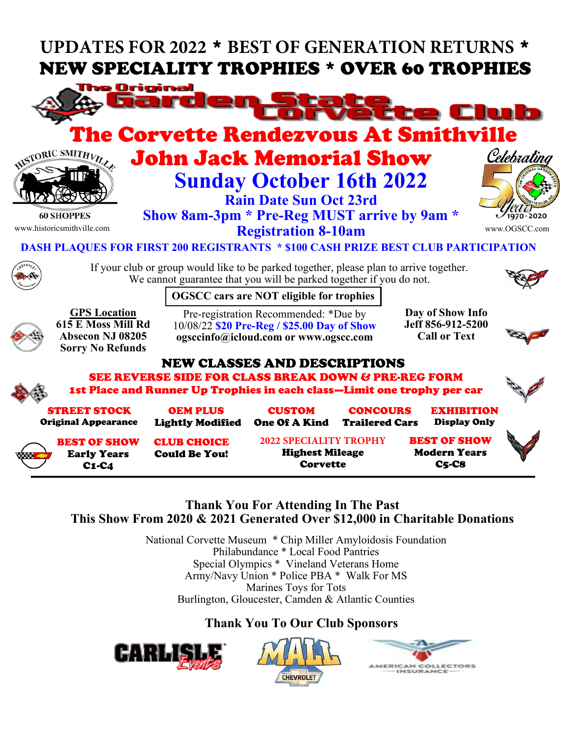# UPDATES FOR 2022 * BEST OF GENERATION RETURNS * NEW SPECIALITY TROPHIES * OVER 60 TROPHIES

## The Original Garden State Corvette Club

# The Corvette Rendezvous At Smithville

## John Jack Memorial Show

## Sunday October 16th 2022

**Rain Date Sun Oct 23rd**

**Show 8am-3pm * Pre-Reg MUST arrive by 9am ***

**Registration 8-10am**

Historic Smithville — 60 SHOPPES — www.historicsmithville.com

Celebrating 50 Years 1970-2020 — www.OGSCC.com

**DASH PLAQUES FOR FIRST 200 REGISTRANTS * $100 CASH PRIZE BEST CLUB PARTICIPATION**

If your club or group would like to be parked together, please plan to arrive together. We cannot guarantee that you will be parked together if you do not.

**OGSCC cars are NOT eligible for trophies**

**GPS Location**
**615 E Moss Mill Rd**
**Absecon NJ 08205**
**Sorry No Refunds**

Pre-registration Recommended: *Due by 10/08/22 **$20 Pre-Reg / $25.00 Day of Show**
**ogsccinfo@icloud.com or www.ogscc.com**

**Day of Show Info**
**Jeff 856-912-5200**
**Call or Text**

## NEW CLASSES AND DESCRIPTIONS

**SEE REVERSE SIDE FOR CLASS BREAK DOWN & PRE-REG FORM**

**1st Place and Runner Up Trophies in each class—Limit one trophy per car**

- **STREET STOCK** — Original Appearance
- **OEM PLUS** — Lightly Modified
- **CUSTOM** — One Of A Kind
- **CONCOURS** — Trailered Cars
- **EXHIBITION** — Display Only

- **BEST OF SHOW** — Early Years C1-C4
- **CLUB CHOICE** — Could Be You!
- **2022 SPECIALITY TROPHY** — Highest Mileage Corvette
- **BEST OF SHOW** — Modern Years C5-C8

**Thank You For Attending In The Past**
**This Show From 2020 & 2021 Generated Over $12,000 in Charitable Donations**

National Corvette Museum * Chip Miller Amyloidosis Foundation
Philabundance * Local Food Pantries
Special Olympics * Vineland Veterans Home
Army/Navy Union * Police PBA * Walk For MS
Marines Toys for Tots
Burlington, Gloucester, Camden & Atlantic Counties

**Thank You To Our Club Sponsors**

CARLISLE Events — MALL CHEVROLET — AMERICAN COLLECTORS INSURANCE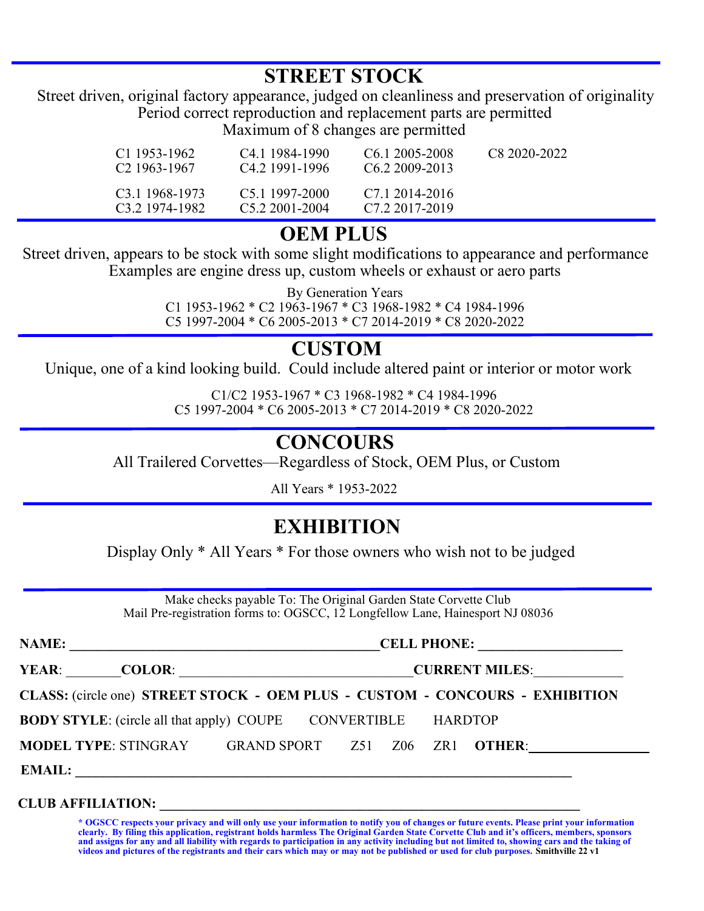## STREET STOCK

Street driven, original factory appearance, judged on cleanliness and preservation of originality
Period correct reproduction and replacement parts are permitted
Maximum of 8 changes are permitted

| | | | |
|---|---|---|---|
| C1 1953-1962 | C4.1 1984-1990 | C6.1 2005-2008 | C8 2020-2022 |
| C2 1963-1967 | C4.2 1991-1996 | C6.2 2009-2013 | |
| C3.1 1968-1973 | C5.1 1997-2000 | C7.1 2014-2016 | |
| C3.2 1974-1982 | C5.2 2001-2004 | C7.2 2017-2019 | |

## OEM PLUS

Street driven, appears to be stock with some slight modifications to appearance and performance
Examples are engine dress up, custom wheels or exhaust or aero parts

By Generation Years
C1 1953-1962 * C2 1963-1967 * C3 1968-1982 * C4 1984-1996
C5 1997-2004 * C6 2005-2013 * C7 2014-2019 * C8 2020-2022

## CUSTOM

Unique, one of a kind looking build. Could include altered paint or interior or motor work

C1/C2 1953-1967 * C3 1968-1982 * C4 1984-1996
C5 1997-2004 * C6 2005-2013 * C7 2014-2019 * C8 2020-2022

## CONCOURS

All Trailered Corvettes—Regardless of Stock, OEM Plus, or Custom

All Years * 1953-2022

## EXHIBITION

Display Only * All Years * For those owners who wish not to be judged

Make checks payable To: The Original Garden State Corvette Club
Mail Pre-registration forms to: OGSCC, 12 Longfellow Lane, Hainesport NJ 08036

**NAME:** ____________________________________________ **CELL PHONE:** ____________________

**YEAR**: ________ **COLOR**: _________________________________ **CURRENT MILES**: ____________

**CLASS:** (circle one) **STREET STOCK - OEM PLUS - CUSTOM - CONCOURS - EXHIBITION**

**BODY STYLE**: (circle all that apply) COUPE CONVERTIBLE HARDTOP

**MODEL TYPE**: STINGRAY GRAND SPORT Z51 Z06 ZR1 **OTHER**: ________________

**EMAIL:** ______________________________________________________________________

**CLUB AFFILIATION:** _____________________________________________________________

**\* OGSCC respects your privacy and will only use your information to notify you of changes or future events. Please print your information clearly. By filing this application, registrant holds harmless The Original Garden State Corvette Club and it's officers, members, sponsors and assigns for any and all liability with regards to participation in any activity including but not limited to, showing cars and the taking of videos and pictures of the registrants and their cars which may or may not be published or used for club purposes.** Smithville 22 v1